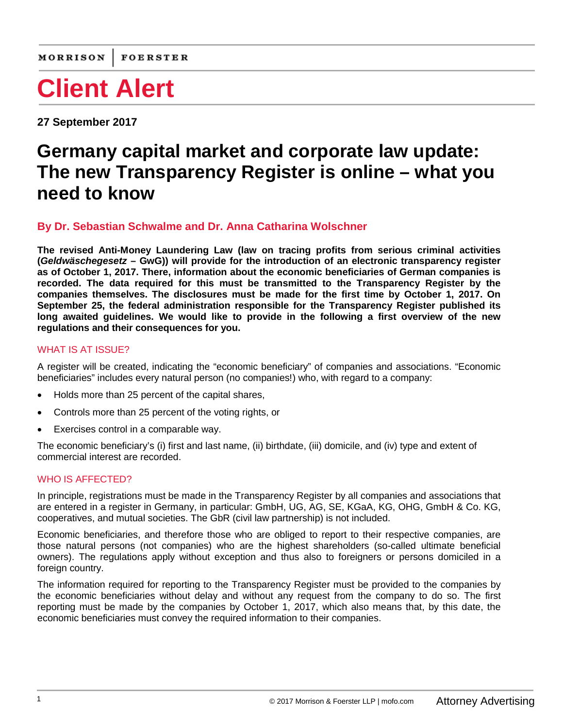MORRISON | FOERSTER

# Client Alert

**27 September 2017**

# Germany capital market and corporate law update: The new Transparency Register is online – what you need to know

### By Dr. Sebastian Schwalme and Dr. Anna Catharina Wolschner

**The revised Anti-Money Laundering Law (law on tracing profits from serious criminal activities (*Geldwäschegesetz* – GwG)) will provide for the introduction of an electronic transparency register as of October 1, 2017. There, information about the economic beneficiaries of German companies is recorded. The data required for this must be transmitted to the Transparency Register by the companies themselves. The disclosures must be made for the first time by October 1, 2017. On September 25, the federal administration responsible for the Transparency Register published its long awaited guidelines. We would like to provide in the following a first overview of the new regulations and their consequences for you.**

## WHAT IS AT ISSUE?

A register will be created, indicating the "economic beneficiary" of companies and associations. "Economic beneficiaries" includes every natural person (no companies!) who, with regard to a company:

- Holds more than 25 percent of the capital shares,
- Controls more than 25 percent of the voting rights, or
- Exercises control in a comparable way.

The economic beneficiary's (i) first and last name, (ii) birthdate, (iii) domicile, and (iv) type and extent of commercial interest are recorded.

## WHO IS AFFECTED?

In principle, registrations must be made in the Transparency Register by all companies and associations that are entered in a register in Germany, in particular: GmbH, UG, AG, SE, KGaA, KG, OHG, GmbH & Co. KG, cooperatives, and mutual societies. The GbR (civil law partnership) is not included.

Economic beneficiaries, and therefore those who are obliged to report to their respective companies, are those natural persons (not companies) who are the highest shareholders (so-called ultimate beneficial owners). The regulations apply without exception and thus also to foreigners or persons domiciled in a foreign country.

The information required for reporting to the Transparency Register must be provided to the companies by the economic beneficiaries without delay and without any request from the company to do so. The first reporting must be made by the companies by October 1, 2017, which also means that, by this date, the economic beneficiaries must convey the required information to their companies.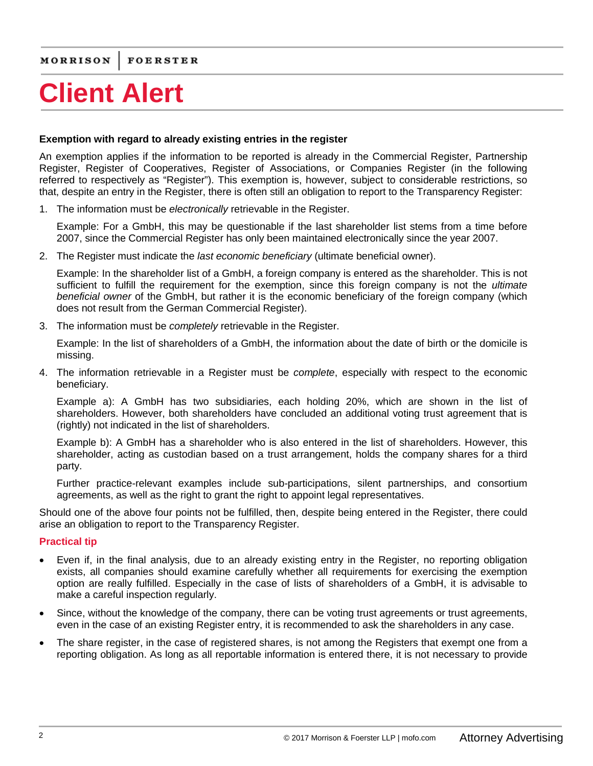**Exemption with regard to already existing entries in the register**

An exemption applies if the information to be reported is already in the Commercial Register, Partnership Register, Register of Cooperatives, Register of Associations, or Companies Register (in the following referred to as respectively as "Register"). This exemption is, however, subject to considerable restrictions, so that, despite an entry in the Register, there is often still an obligation to report to the Transparency Register:

1. The information must be *electronically* retrievable in the Register.

   Example: For a GmbH, this may be questionable if the last shareholder list stems from a time before 2007, since the Commercial Register has only been maintained electronically since the year 2007.

2. The Register must indicate the *last economic beneficiary* (ultimate beneficial owner).

   Example: In the shareholder list of a GmbH, a foreign company is entered as the shareholder. This is not sufficient to fulfill the requirement for the exemption, since this foreign company is not the *ultimate beneficial owner* of the GmbH, but rather it is the economic beneficiary of the foreign company (which does not result from the German Commercial Register).

3. The information must be *completely* retrievable in the Register.

   Example: In the list of shareholders of a GmbH, the information about the date of birth or the domicile is missing.

4. The information retrievable in a Register must be *complete*, especially with respect to the economic beneficiary.

   Example a): A GmbH has two subsidiaries, each holding 20%, which are shown in the list of shareholders. However, both shareholders have concluded an additional voting trust agreement that is (rightly) not indicated in the list of shareholders.

   Example b): A GmbH has a shareholder who is also entered in the list of shareholders. However, this shareholder, acting as custodian based on a trust arrangement, holds the company shares for a third party.

   Further practice-relevant examples include sub-participations, silent partnerships, and consortium agreements, as well as the right to grant the right to appoint legal representatives.

Should one of the above four points not be fulfilled, then, despite being entered in the Register, there could arise an obligation to report to the Transparency Register.

**Practical tip**

- Even if, in the final analysis, due to an already existing entry in the Register, no reporting obligation exists, all companies should examine carefully whether all requirements for exercising the exemption option are really fulfilled. Especially in the case of lists of shareholders of a GmbH, it is advisable to make a careful inspection regularly.
- Since, without the knowledge of the company, there can be voting trust agreements or trust agreements, even in the case of an existing Register entry, it is recommended to ask the shareholders in any case.
- The share register, in the case of registered shares, is not among the Registers that exempt one from a reporting obligation. As long as all reportable information is entered there, it is not necessary to provide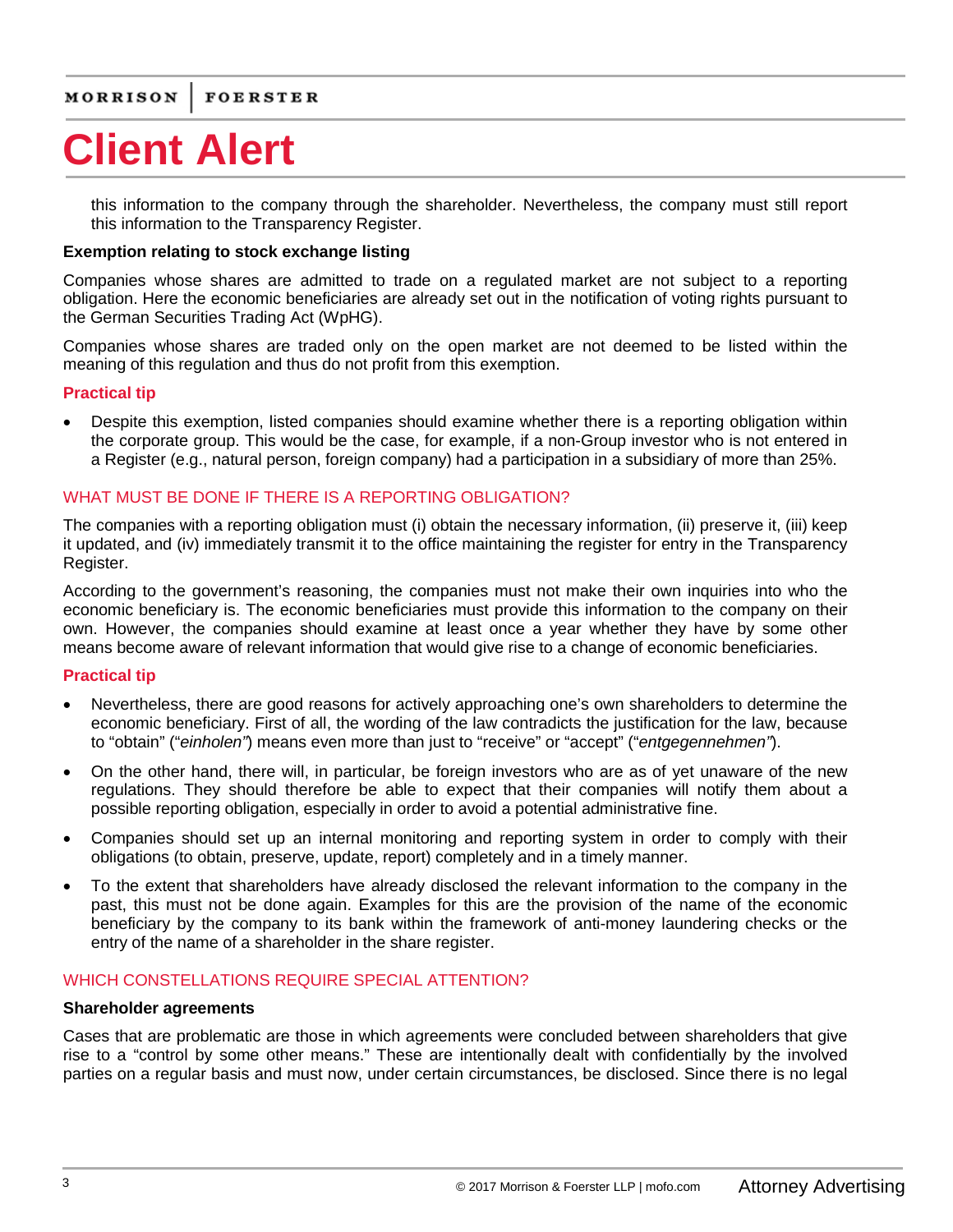this information to the company through the shareholder. Nevertheless, the company must still report this information to the Transparency Register.

**Exemption relating to stock exchange listing**

Companies whose shares are admitted to trade on a regulated market are not subject to a reporting obligation. Here the economic beneficiaries are already set out in the notification of voting rights pursuant to the German Securities Trading Act (WpHG).

Companies whose shares are traded only on the open market are not deemed to be listed within the meaning of this regulation and thus do not profit from this exemption.

**Practical tip**

- Despite this exemption, listed companies should examine whether there is a reporting obligation within the corporate group. This would be the case, for example, if a non-Group investor who is not entered in a Register (e.g., natural person, foreign company) had a participation in a subsidiary of more than 25%.

## WHAT MUST BE DONE IF THERE IS A REPORTING OBLIGATION?

The companies with a reporting obligation must (i) obtain the necessary information, (ii) preserve it, (iii) keep it updated, and (iv) immediately transmit it to the office maintaining the register for entry in the Transparency Register.

According to the government's reasoning, the companies must not make their own inquiries into who the economic beneficiary is. The economic beneficiaries must provide this information to the company on their own. However, the companies should examine at least once a year whether they have by some other means become aware of relevant information that would give rise to a change of economic beneficiaries.

**Practical tip**

- Nevertheless, there are good reasons for actively approaching one's own shareholders to determine the economic beneficiary. First of all, the wording of the law contradicts the justification for the law, because to "obtain" ("*einholen*") means even more than just to "receive" or "accept" ("*entgegennehmen*").
- On the other hand, there will, in particular, be foreign investors who are as of yet unaware of the new regulations. They should therefore be able to expect that their companies will notify them about a possible reporting obligation, especially in order to avoid a potential administrative fine.
- Companies should set up an internal monitoring and reporting system in order to comply with their obligations (to obtain, preserve, update, report) completely and in a timely manner.
- To the extent that shareholders have already disclosed the relevant information to the company in the past, this must not be done again. Examples for this are the provision of the name of the economic beneficiary by the company to its bank within the framework of anti-money laundering checks or the entry of the name of a shareholder in the share register.

## WHICH CONSTELLATIONS REQUIRE SPECIAL ATTENTION?

**Shareholder agreements**

Cases that are problematic are those in which agreements were concluded between shareholders that give rise to a "control by some other means." These are intentionally dealt with confidentially by the involved parties on a regular basis and must now, under certain circumstances, be disclosed. Since there is no legal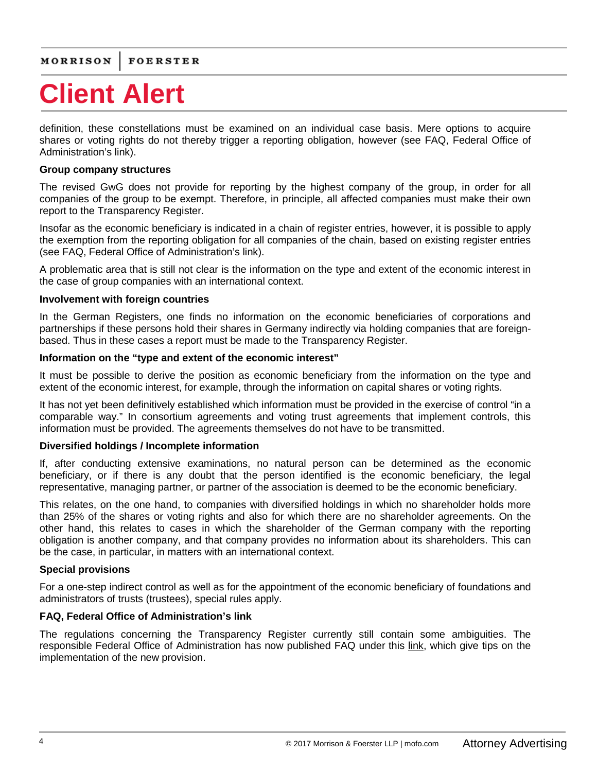definition, these constellations must be examined on an individual case basis. Mere options to acquire shares or voting rights do not thereby trigger a reporting obligation, however (see FAQ, Federal Office of Administration's link).

**Group company structures**

The revised GwG does not provide for reporting by the highest company of the group, in order for all companies of the group to be exempt. Therefore, in principle, all affected companies must make their own report to the Transparency Register.

Insofar as the economic beneficiary is indicated in a chain of register entries, however, it is possible to apply the exemption from the reporting obligation for all companies of the chain, based on existing register entries (see FAQ, Federal Office of Administration's link).

A problematic area that is still not clear is the information on the type and extent of the economic interest in the case of group companies with an international context.

**Involvement with foreign countries**

In the German Registers, one finds no information on the economic beneficiaries of corporations and partnerships if these persons hold their shares in Germany indirectly via holding companies that are foreign-based. Thus in these cases a report must be made to the Transparency Register.

**Information on the "type and extent of the economic interest"**

It must be possible to derive the position as economic beneficiary from the information on the type and extent of the economic interest, for example, through the information on capital shares or voting rights.

It has not yet been definitively established which information must be provided in the exercise of control "in a comparable way." In consortium agreements and voting trust agreements that implement controls, this information must be provided. The agreements themselves do not have to be transmitted.

**Diversified holdings / Incomplete information**

If, after conducting extensive examinations, no natural person can be determined as the economic beneficiary, or if there is any doubt that the person identified is the economic beneficiary, the legal representative, managing partner, or partner of the association is deemed to be the economic beneficiary.

This relates, on the one hand, to companies with diversified holdings in which no shareholder holds more than 25% of the shares or voting rights and also for which there are no shareholder agreements. On the other hand, this relates to cases in which the shareholder of the German company with the reporting obligation is another company, and that company provides no information about its shareholders. This can be the case, in particular, in matters with an international context.

**Special provisions**

For a one-step indirect control as well as for the appointment of the economic beneficiary of foundations and administrators of trusts (trustees), special rules apply.

**FAQ, Federal Office of Administration's link**

The regulations concerning the Transparency Register currently still contain some ambiguities. The responsible Federal Office of Administration has now published FAQ under this link, which give tips on the implementation of the new provision.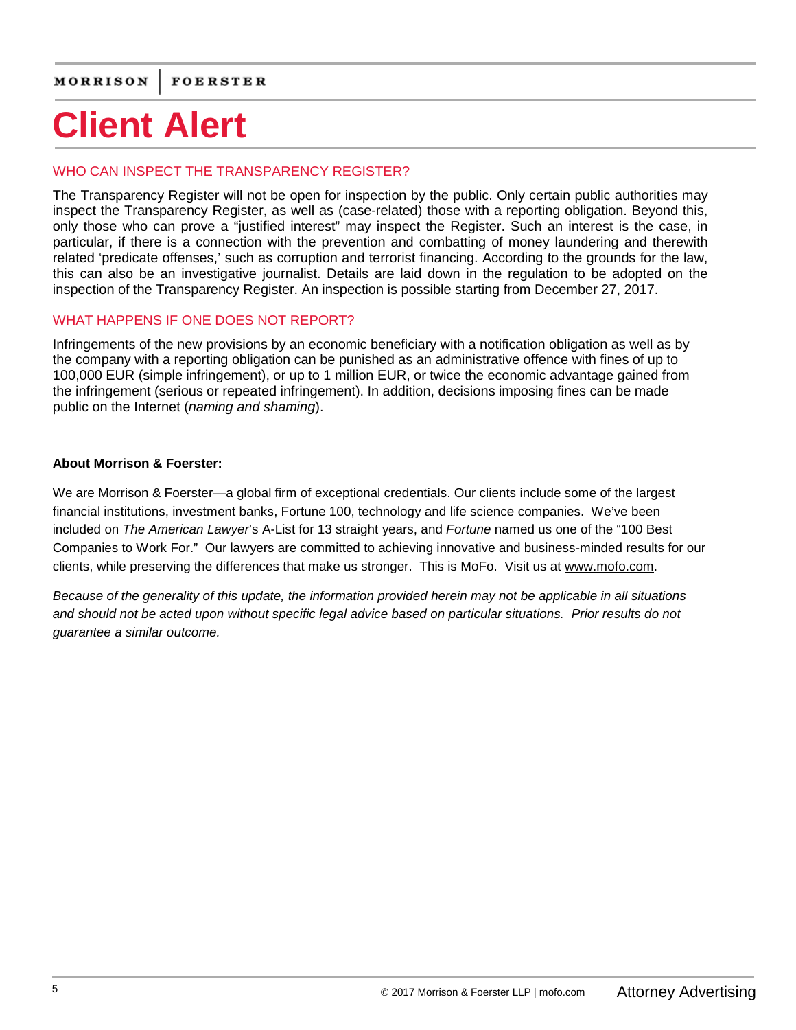## WHO CAN INSPECT THE TRANSPARENCY REGISTER?

The Transparency Register will not be open for inspection by the public. Only certain public authorities may inspect the Transparency Register, as well as (case-related) those with a reporting obligation. Beyond this, only those who can prove a "justified interest" may inspect the Register. Such an interest is the case, in particular, if there is a connection with the prevention and combatting of money laundering and therewith related 'predicate offenses,' such as corruption and terrorist financing. According to the grounds for the law, this can also be an investigative journalist. Details are laid down in the regulation to be adopted on the inspection of the Transparency Register. An inspection is possible starting from December 27, 2017.

## WHAT HAPPENS IF ONE DOES NOT REPORT?

Infringements of the new provisions by an economic beneficiary with a notification obligation as well as by the company with a reporting obligation can be punished as an administrative offence with fines of up to 100,000 EUR (simple infringement), or up to 1 million EUR, or twice the economic advantage gained from the infringement (serious or repeated infringement). In addition, decisions imposing fines can be made public on the Internet (*naming and shaming*).

**About Morrison & Foerster:**

We are Morrison & Foerster—a global firm of exceptional credentials. Our clients include some of the largest financial institutions, investment banks, Fortune 100, technology and life science companies. We've been included on *The American Lawyer*'s A-List for 13 straight years, and *Fortune* named us one of the "100 Best Companies to Work For." Our lawyers are committed to achieving innovative and business-minded results for our clients, while preserving the differences that make us stronger. This is MoFo. Visit us at www.mofo.com.

*Because of the generality of this update, the information provided herein may not be applicable in all situations and should not be acted upon without specific legal advice based on particular situations. Prior results do not guarantee a similar outcome.*